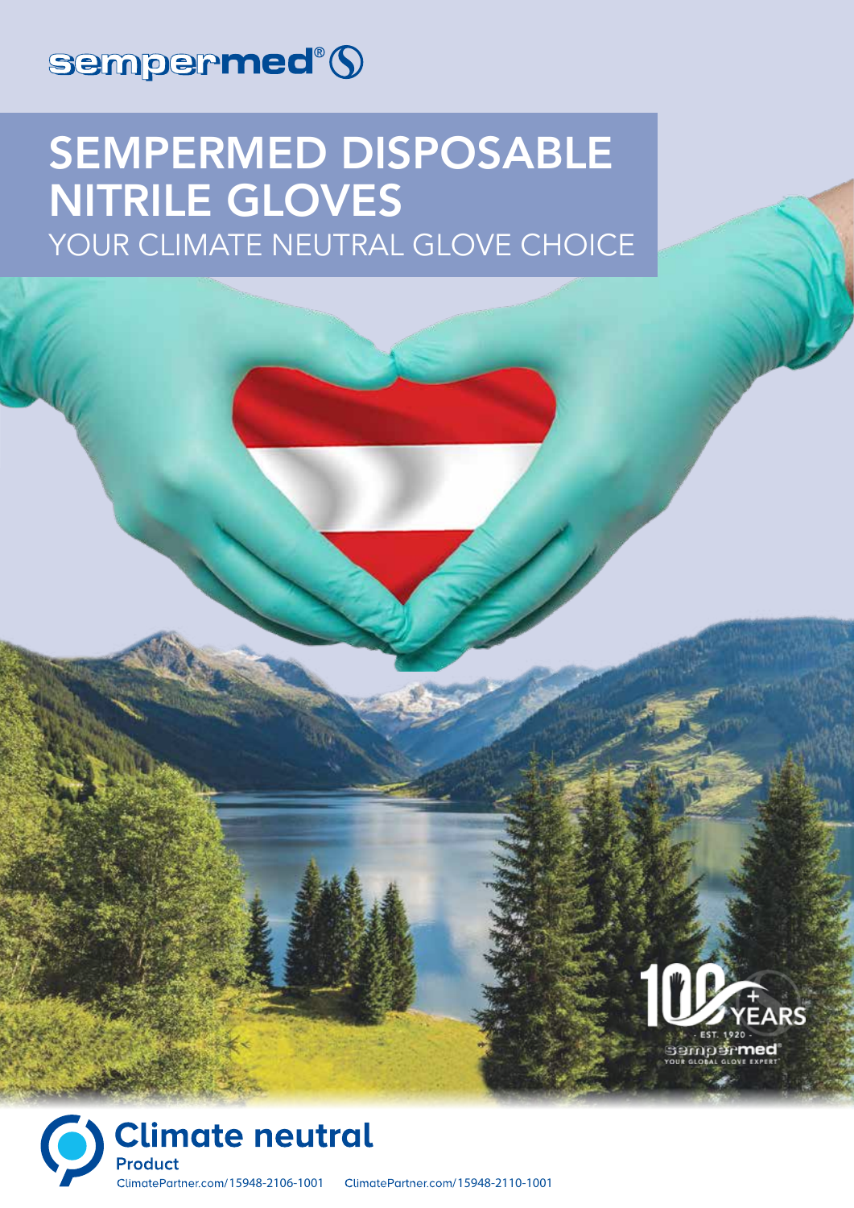sempermed®

# SEMPERMED DISPOSABLE NITRILE GLOVES

## YOUR CLIMATE NEUTRAL GLOVE CHOICE

100+ YEARS
- EST. 1920 -
sempermed
YOUR GLOBAL GLOVE EXPERT

**Climate neutral**
Product
ClimatePartner.com/15948-2106-1001 ClimatePartner.com/15948-2110-1001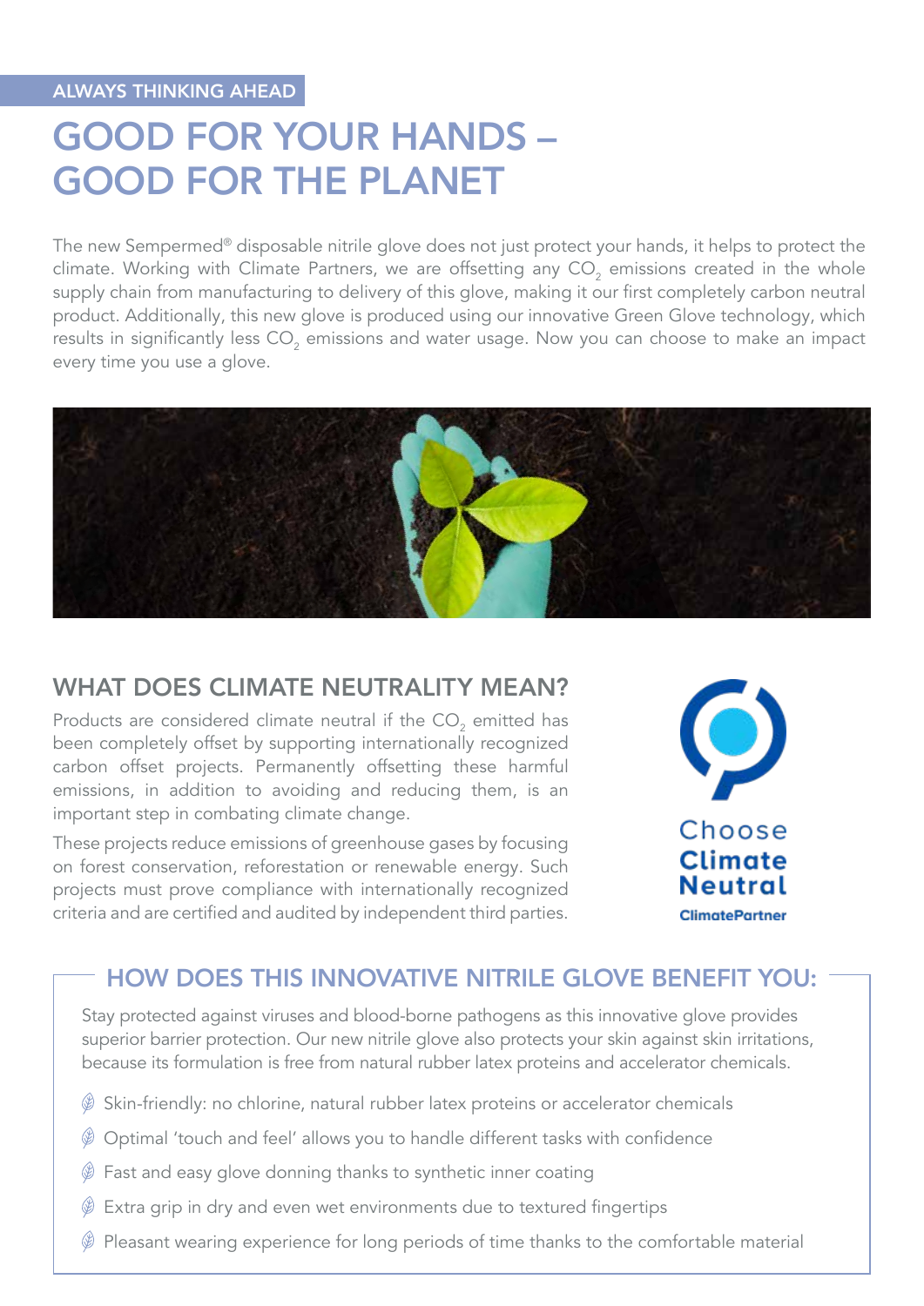ALWAYS THINKING AHEAD

# GOOD FOR YOUR HANDS – GOOD FOR THE PLANET

The new Sempermed® disposable nitrile glove does not just protect your hands, it helps to protect the climate. Working with Climate Partners, we are offsetting any $CO_2$ emissions created in the whole supply chain from manufacturing to delivery of this glove, making it our first completely carbon neutral product. Additionally, this new glove is produced using our innovative Green Glove technology, which results in significantly less $CO_2$ emissions and water usage. Now you can choose to make an impact every time you use a glove.

## WHAT DOES CLIMATE NEUTRALITY MEAN?

Products are considered climate neutral if the $CO_2$ emitted has been completely offset by supporting internationally recognized carbon offset projects. Permanently offsetting these harmful emissions, in addition to avoiding and reducing them, is an important step in combating climate change.

These projects reduce emissions of greenhouse gases by focusing on forest conservation, reforestation or renewable energy. Such projects must prove compliance with internationally recognized criteria and are certified and audited by independent third parties.

Choose **Climate Neutral**
**ClimatePartner**

## HOW DOES THIS INNOVATIVE NITRILE GLOVE BENEFIT YOU:

Stay protected against viruses and blood-borne pathogens as this innovative glove provides superior barrier protection. Our new nitrile glove also protects your skin against skin irritations, because its formulation is free from natural rubber latex proteins and accelerator chemicals.

- Skin-friendly: no chlorine, natural rubber latex proteins or accelerator chemicals
- Optimal 'touch and feel' allows you to handle different tasks with confidence
- Fast and easy glove donning thanks to synthetic inner coating
- Extra grip in dry and even wet environments due to textured fingertips
- Pleasant wearing experience for long periods of time thanks to the comfortable material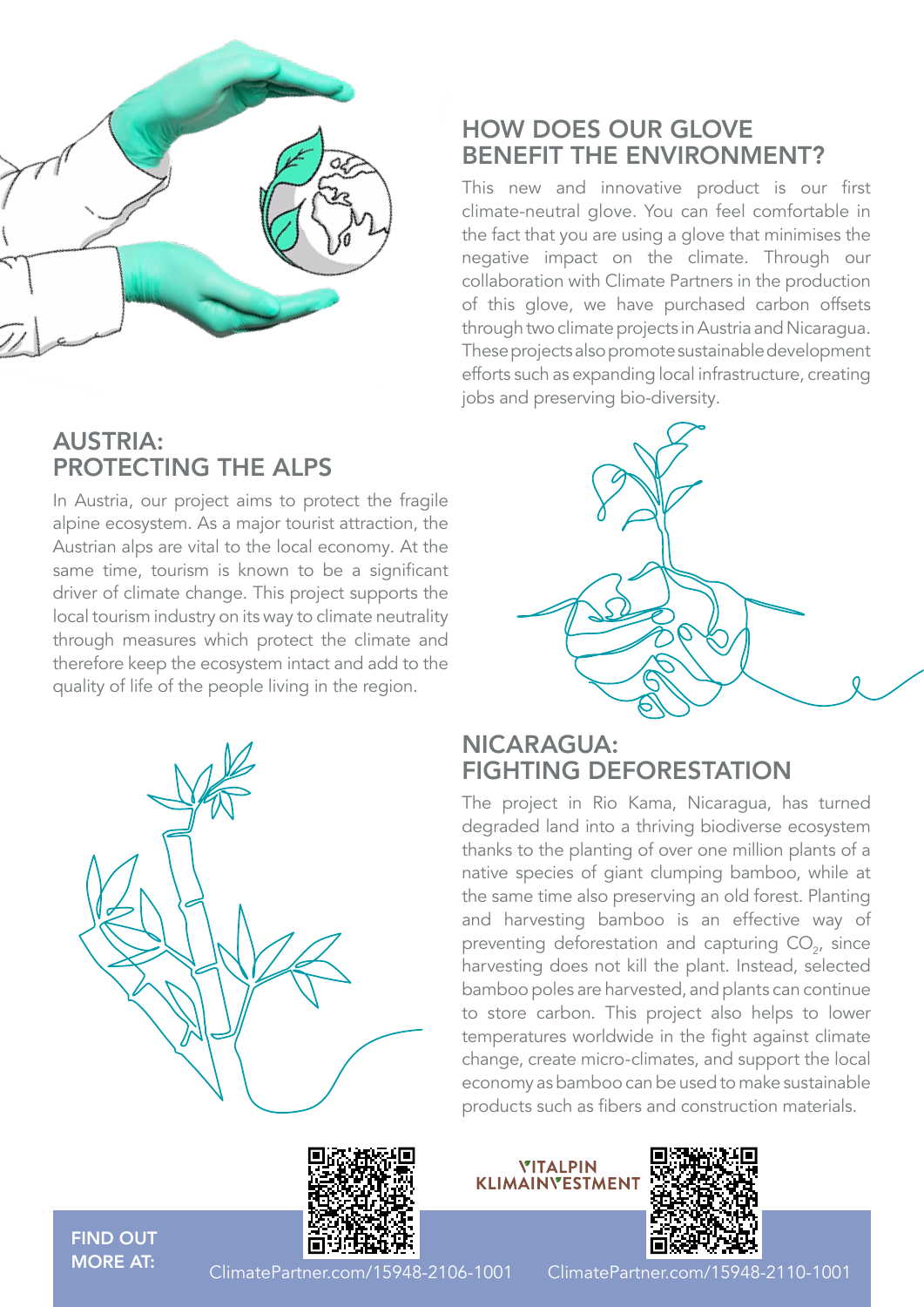## HOW DOES OUR GLOVE BENEFIT THE ENVIRONMENT?

This new and innovative product is our first climate-neutral glove. You can feel comfortable in the fact that you are using a glove that minimises the negative impact on the climate. Through our collaboration with Climate Partners in the production of this glove, we have purchased carbon offsets through two climate projects in Austria and Nicaragua. These projects also promote sustainable development efforts such as expanding local infrastructure, creating jobs and preserving bio-diversity.

## AUSTRIA: PROTECTING THE ALPS

In Austria, our project aims to protect the fragile alpine ecosystem. As a major tourist attraction, the Austrian alps are vital to the local economy. At the same time, tourism is known to be a significant driver of climate change. This project supports the local tourism industry on its way to climate neutrality through measures which protect the climate and therefore keep the ecosystem intact and add to the quality of life of the people living in the region.

## NICARAGUA: FIGHTING DEFORESTATION

The project in Rio Kama, Nicaragua, has turned degraded land into a thriving biodiverse ecosystem thanks to the planting of over one million plants of a native species of giant clumping bamboo, while at the same time also preserving an old forest. Planting and harvesting bamboo is an effective way of preventing deforestation and capturing $CO_2$, since harvesting does not kill the plant. Instead, selected bamboo poles are harvested, and plants can continue to store carbon. This project also helps to lower temperatures worldwide in the fight against climate change, create micro-climates, and support the local economy as bamboo can be used to make sustainable products such as fibers and construction materials.

VITALPIN KLIMAINVESTMENT

**FIND OUT MORE AT:**

ClimatePartner.com/15948-2106-1001

ClimatePartner.com/15948-2110-1001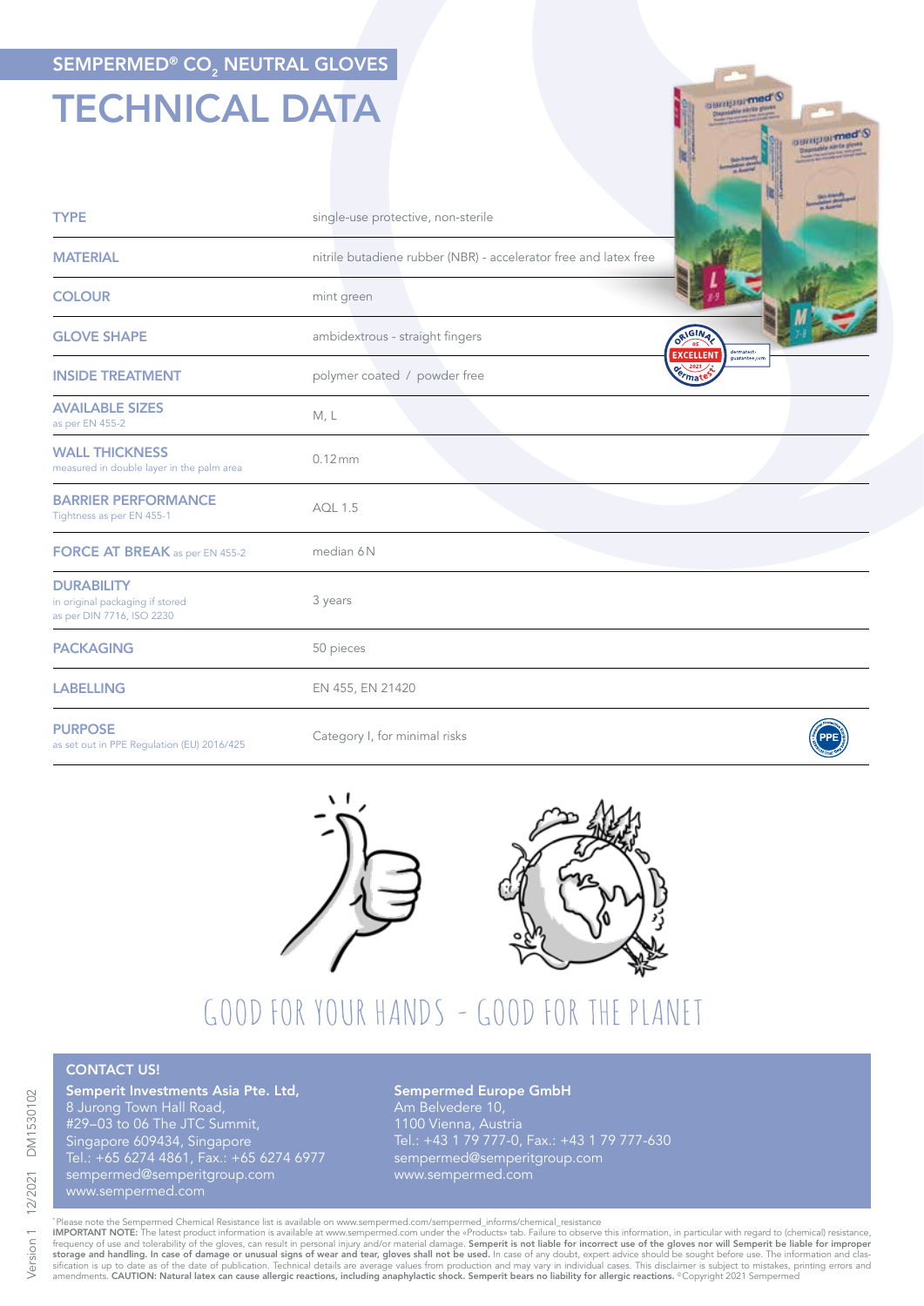## SEMPERMED® $CO_2$ NEUTRAL GLOVES

# TECHNICAL DATA

| | |
|---|---|
| **TYPE** | single-use protective, non-sterile |
| **MATERIAL** | nitrile butadiene rubber (NBR) - accelerator free and latex free |
| **COLOUR** | mint green |
| **GLOVE SHAPE** | ambidextrous - straight fingers |
| **INSIDE TREATMENT** | polymer coated / powder free |
| **AVAILABLE SIZES** as per EN 455-2 | M, L |
| **WALL THICKNESS** measured in double layer in the palm area | 0.12 mm |
| **BARRIER PERFORMANCE** Tightness as per EN 455-1 | AQL 1.5 |
| **FORCE AT BREAK** as per EN 455-2 | median 6 N |
| **DURABILITY** in original packaging if stored as per DIN 7716, ISO 2230 | 3 years |
| **PACKAGING** | 50 pieces |
| **LABELLING** | EN 455, EN 21420 |
| **PURPOSE** as set out in PPE Regulation (EU) 2016/425 | Category I, for minimal risks |

GOOD FOR YOUR HANDS - GOOD FOR THE PLANET

### CONTACT US!

**Semperit Investments Asia Pte. Ltd,**
8 Jurong Town Hall Road,
#29–03 to 06 The JTC Summit,
Singapore 609434, Singapore
Tel.: +65 6274 4861, Fax.: +65 6274 6977
sempermed@semperitgroup.com
www.sempermed.com

**Sempermed Europe GmbH**
Am Belvedere 10,
1100 Vienna, Austria
Tel.: +43 1 79 777-0, Fax.: +43 1 79 777-630
sempermed@semperitgroup.com
www.sempermed.com

*Please note the Sempermed Chemical Resistance list is available on www.sempermed.com/sempermed_informs/chemical_resistance
**IMPORTANT NOTE:** The latest product information is available at www.sempermed.com under the «Products» tab. Failure to observe this information, in particular with regard to (chemical) resistance, frequency of use and tolerability of the gloves, can result in personal injury and/or material damage. **Semperit is not liable for incorrect use of the gloves nor will Semperit be liable for improper storage and handling. In case of damage or unusual signs of wear and tear, gloves shall not be used.** In case of any doubt, expert advice should be sought before use. The information and classification is up to date as of the date of publication. Technical details are average values from production and may vary in individual cases. This disclaimer is subject to mistakes, printing errors and amendments. **CAUTION: Natural latex can cause allergic reactions, including anaphylactic shock. Semperit bears no liability for allergic reactions.** ©Copyright 2021 Sempermed

Version 1 12/2021 DM1530102